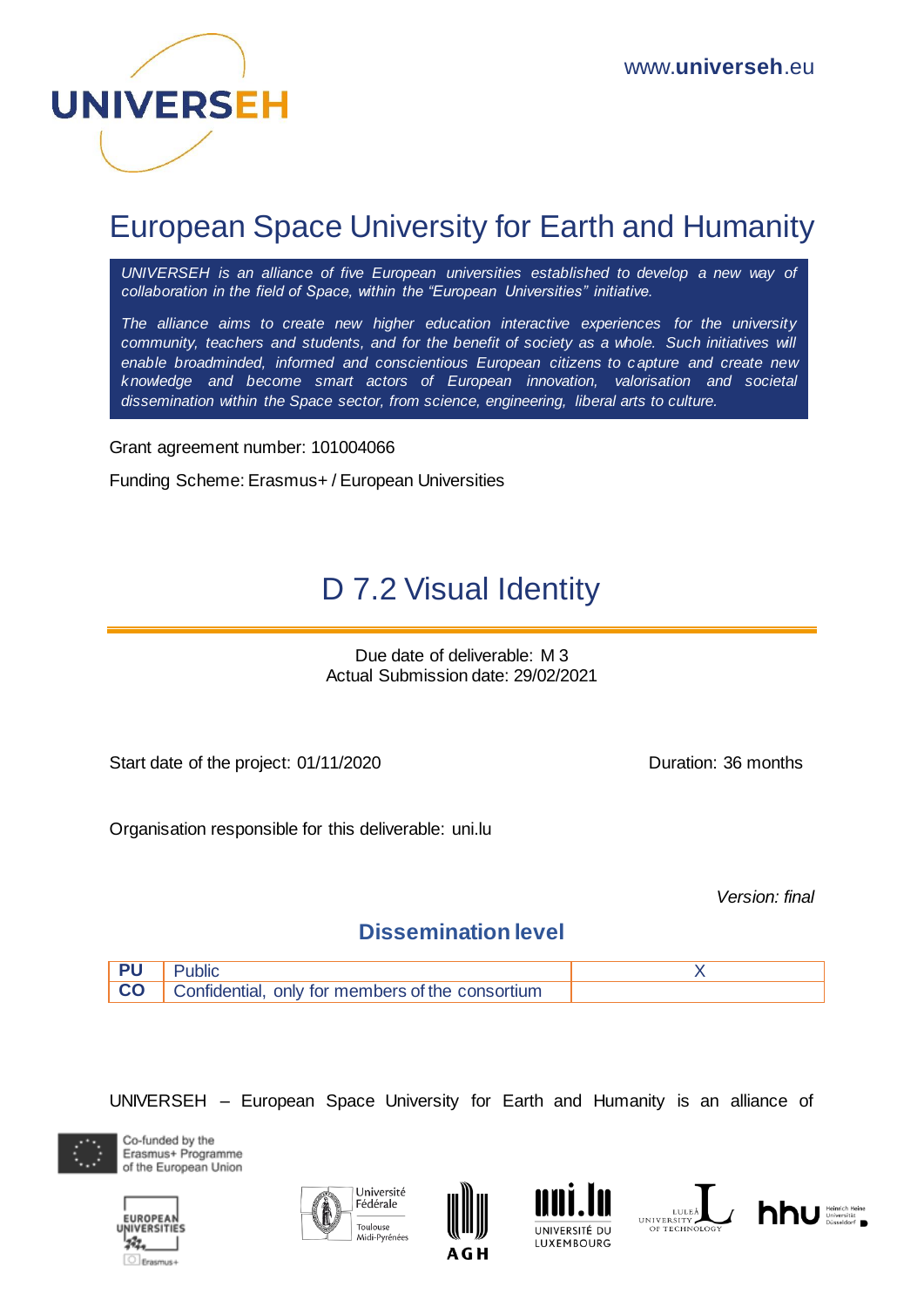UNIVERSEH

www.universeh.eu

# European Space University for Earth and Humanity

*UNIVERSEH is an alliance of five European universities established to develop a new way of collaboration in the field of Space, within the "European Universities" initiative.*

*The alliance aims to create new higher education interactive experiences for the university community, teachers and students, and for the benefit of society as a whole. Such initiatives will enable broadminded, informed and conscientious European citizens to capture and create new knowledge and become smart actors of European innovation, valorisation and societal dissemination within the Space sector, from science, engineering, liberal arts to culture.*

Grant agreement number: 101004066

Funding Scheme: Erasmus+ / European Universities

# D 7.2 Visual Identity

Due date of deliverable: M 3
Actual Submission date: 29/02/2021

Start date of the project: 01/11/2020

Duration: 36 months

Organisation responsible for this deliverable: uni.lu

*Version: final*

## Dissemination level

| | | |
|---|---|---|
| **PU** | Public | X |
| **CO** | Confidential, only for members of the consortium | |

UNIVERSEH – European Space University for Earth and Humanity is an alliance of

Co-funded by the Erasmus+ Programme of the European Union

EUROPEAN UNIVERSITIES Erasmus+ — Université Fédérale Toulouse Midi-Pyrénées — AGH — UNIVERSITÉ DU LUXEMBOURG — LULEÅ UNIVERSITY OF TECHNOLOGY — hhu Heinrich Heine Universität Düsseldorf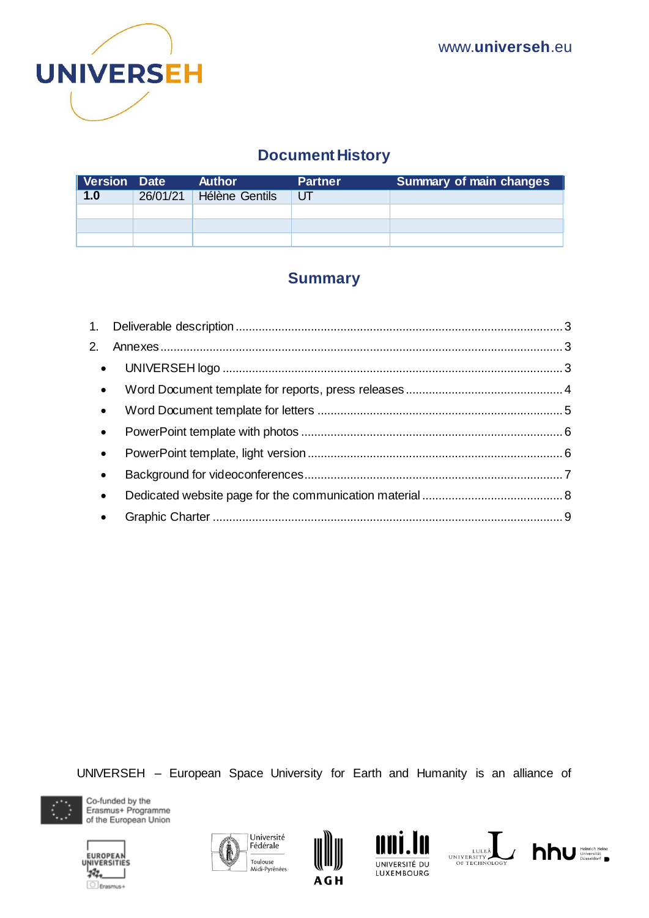## Document History

| Version | Date | Author | Partner | Summary of main changes |
|---|---|---|---|---|
| 1.0 | 26/01/21 | Hélène Gentils | UT | |
| | | | | |
| | | | | |
| | | | | |

## Summary

1. Deliverable description ........ 3
2. Annexes ........ 3
   - UNIVERSEH logo ........ 3
   - Word Document template for reports, press releases ........ 4
   - Word Document template for letters ........ 5
   - PowerPoint template with photos ........ 6
   - PowerPoint template, light version ........ 6
   - Background for videoconferences ........ 7
   - Dedicated website page for the communication material ........ 8
   - Graphic Charter ........ 9

UNIVERSEH – European Space University for Earth and Humanity is an alliance of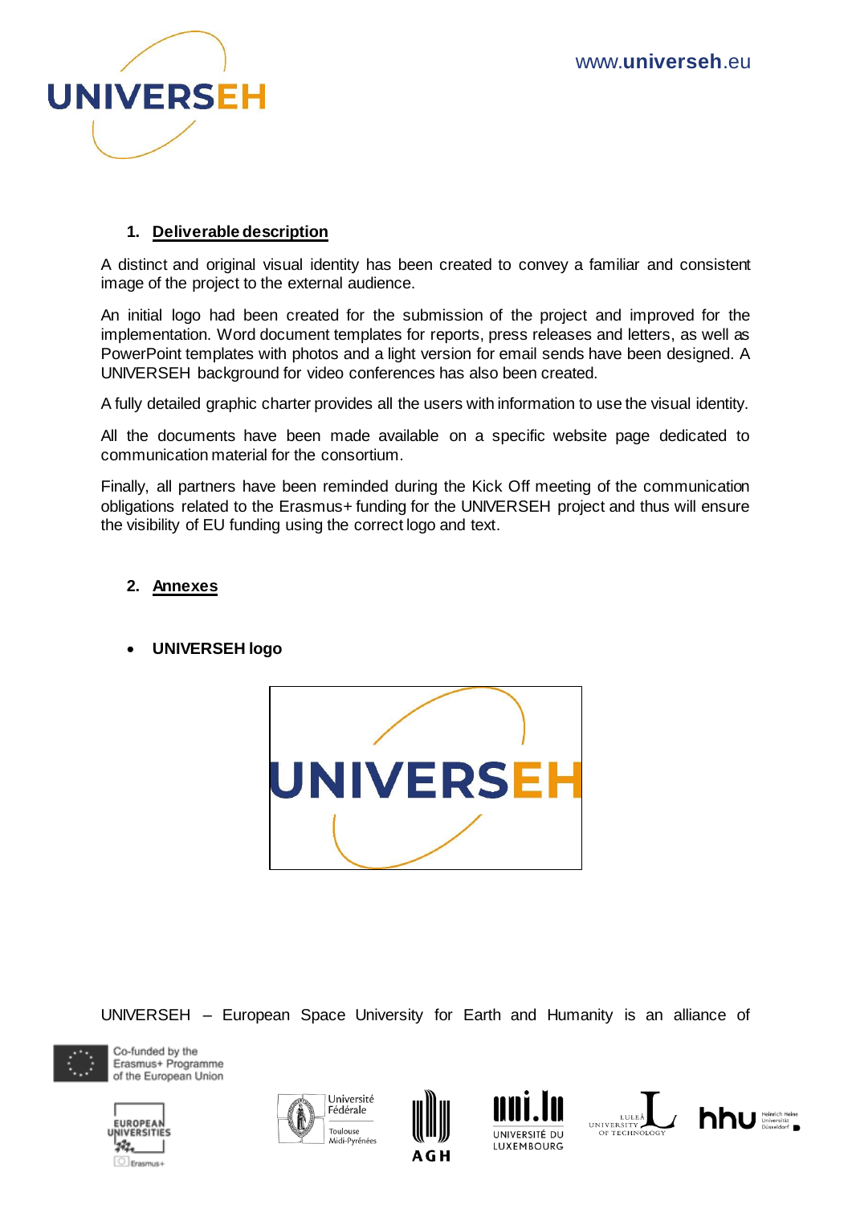## 1. Deliverable description

A distinct and original visual identity has been created to convey a familiar and consistent image of the project to the external audience.

An initial logo had been created for the submission of the project and improved for the implementation. Word document templates for reports, press releases and letters, as well as PowerPoint templates with photos and a light version for email sends have been designed. A UNIVERSEH background for video conferences has also been created.

A fully detailed graphic charter provides all the users with information to use the visual identity.

All the documents have been made available on a specific website page dedicated to communication material for the consortium.

Finally, all partners have been reminded during the Kick Off meeting of the communication obligations related to the Erasmus+ funding for the UNIVERSEH project and thus will ensure the visibility of EU funding using the correct logo and text.

## 2. Annexes

- **UNIVERSEH logo**

UNIVERSEH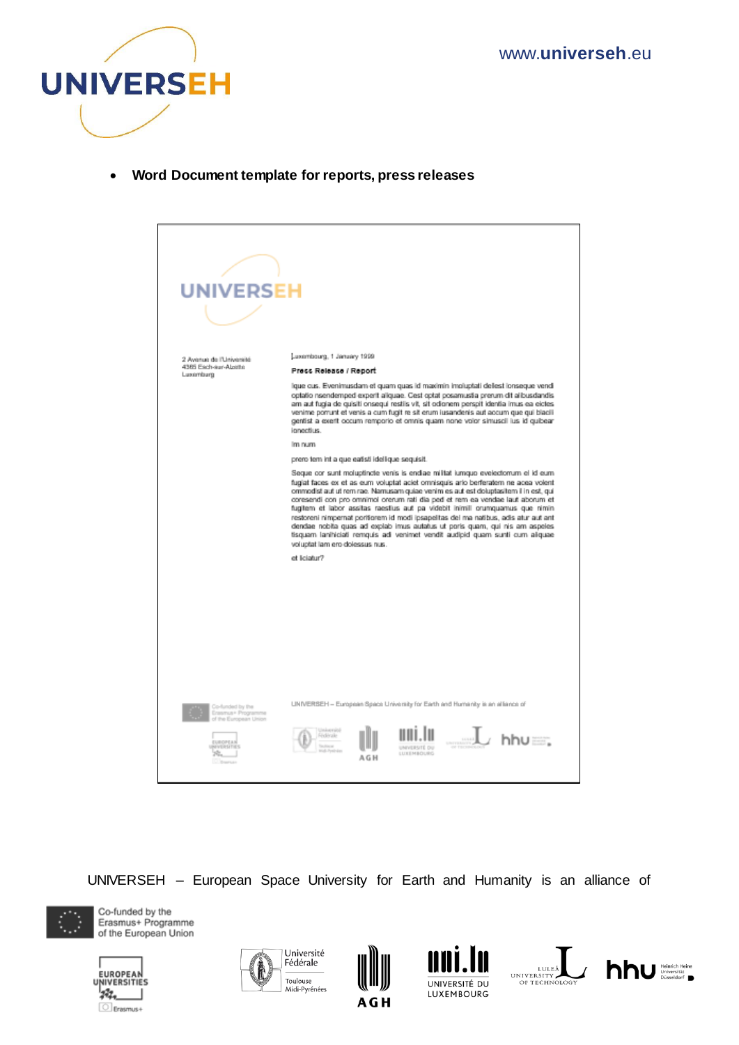- **Word Document template for reports, press releases**

UNIVERSEH

2 Avenue de l'Université
4365 Esch-sur-Alzette
Luxembourg

Luxembourg, 1 January 1999

**Press Release / Report**

Ique cus. Evenimusdam et quam quas id maximin imoluptati dellest ionseque vendi optatio nsendemped expert aliquae. Cest optat posamustia prerum dit atibusdandis am aut fugia de quisiti onsequi restiis vit, sit odionem perspit identia imus ea eictes venime porrunt et venis a cum fugit re sit erum iusandenis aut accum que qui biacil gentist a exerit occum remporio et omnis quam none volor simuscil ius id quibear ionectius.

Im num

prero tem int a que eatisti idelique sequisit.

Seque cor sunt moluptincte venis is endiae militat iumquo evelectorum el id eum fugiat faces ex et as eum voluptat aciet omnisquis ario berferatem ne acea volent ommodist aut ut rem rae. Namusam quiae venim es aut est doluptasitem il in est, qui coresendi con pro omnimol orerum rati dia ped et rem ea vendae laut aborum et fugitem et labor assitas raestius aut pa videbit inimil orumquamus que nimin restoreni nimpernat poritorem id modi ipsapelitas del ma natibus, adis atur aut ant dendae nobita quas ad explab imus autatus ut poris quam, qui nis am aspeles tisquam lanihiciati remquis adi venimet vendit audipid quam sunti cum aliquae voluptat iam ero dolessus nus.

et liciatur?

UNIVERSEH – European Space University for Earth and Humanity is an alliance of

Co-funded by the Erasmus+ Programme of the European Union

UNIVERSEH – European Space University for Earth and Humanity is an alliance of

Co-funded by the Erasmus+ Programme of the European Union

European Universities Erasmus+

Université Fédérale Toulouse Midi-Pyrénées

AGH

UNIVERSITÉ DU LUXEMBOURG

LULEÅ UNIVERSITY OF TECHNOLOGY

hhu Heinrich Heine Universität Düsseldorf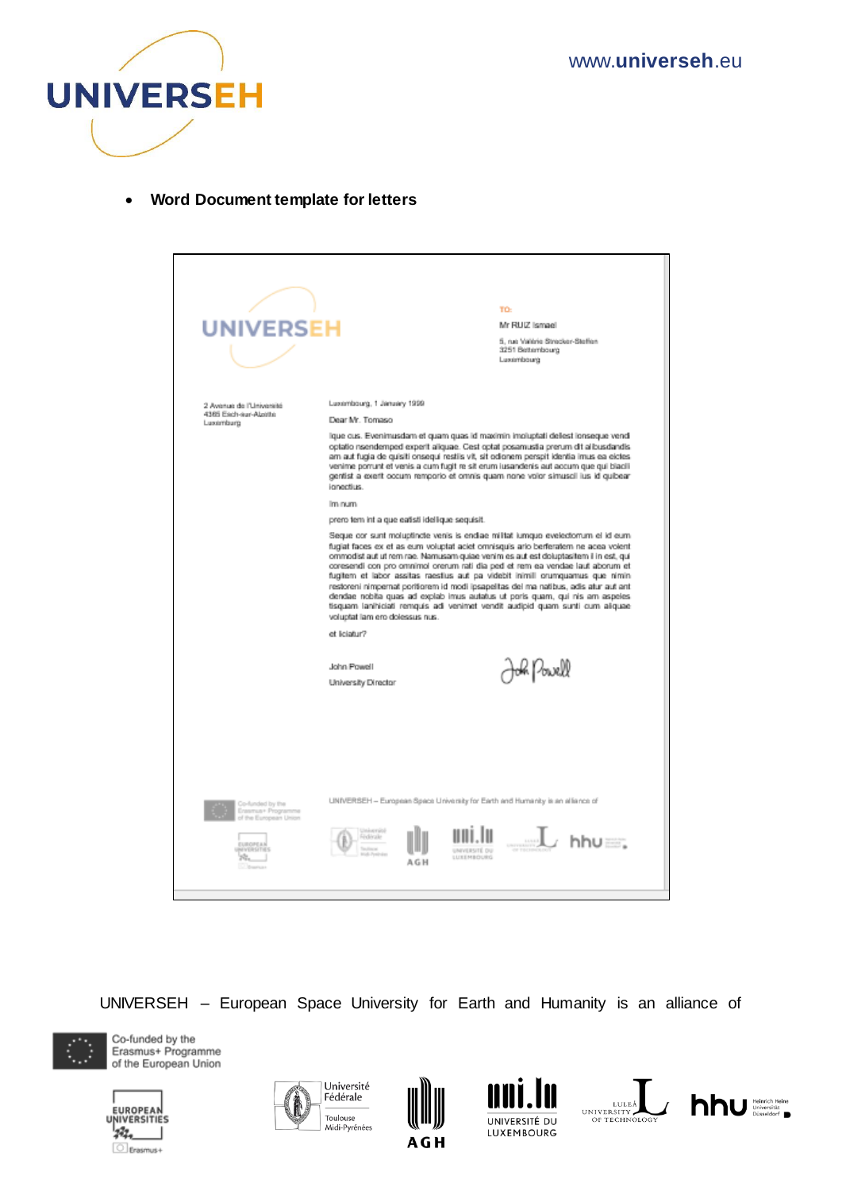- **Word Document template for letters**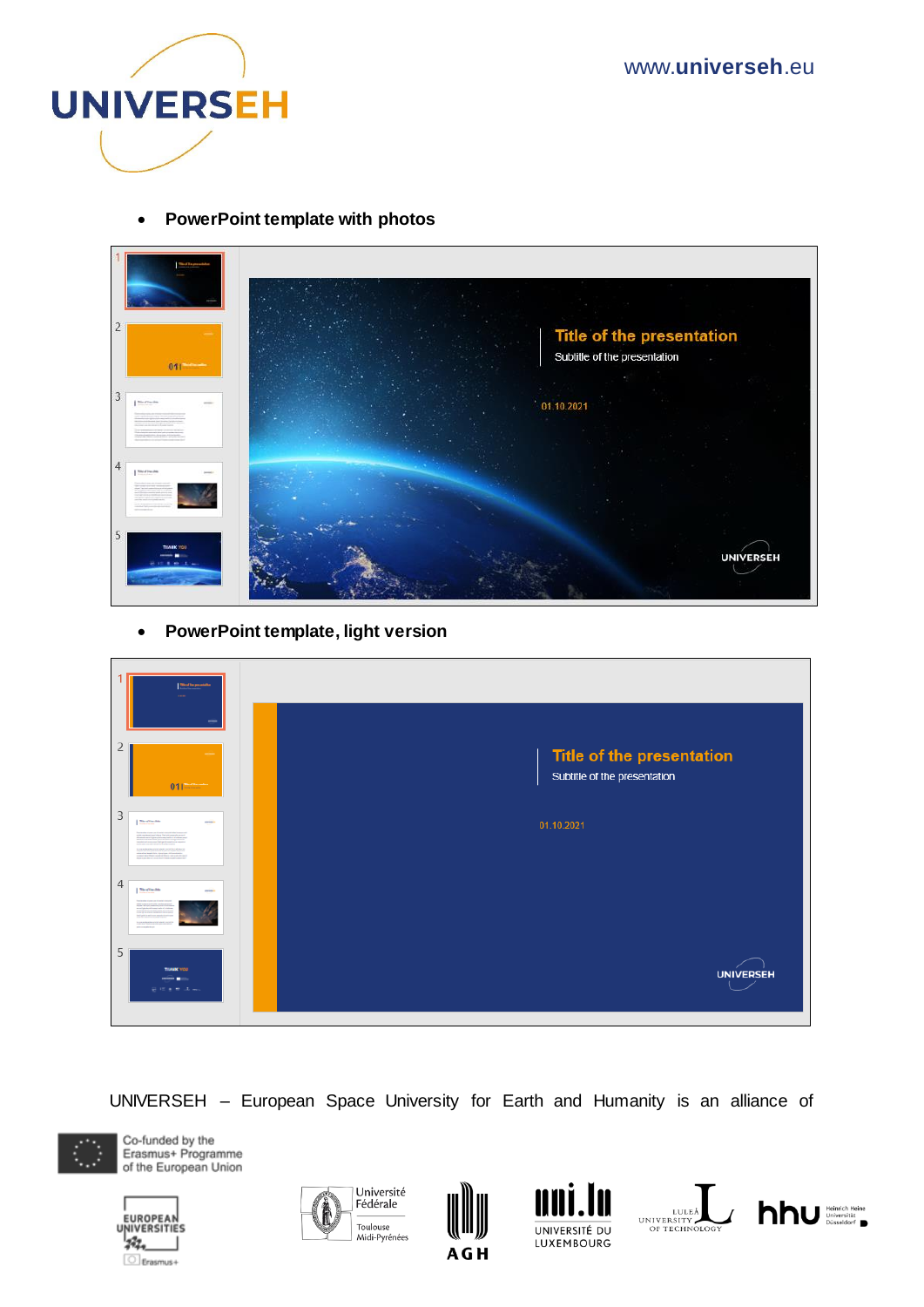- **PowerPoint template with photos**

- **PowerPoint template, light version**

UNIVERSEH – European Space University for Earth and Humanity is an alliance of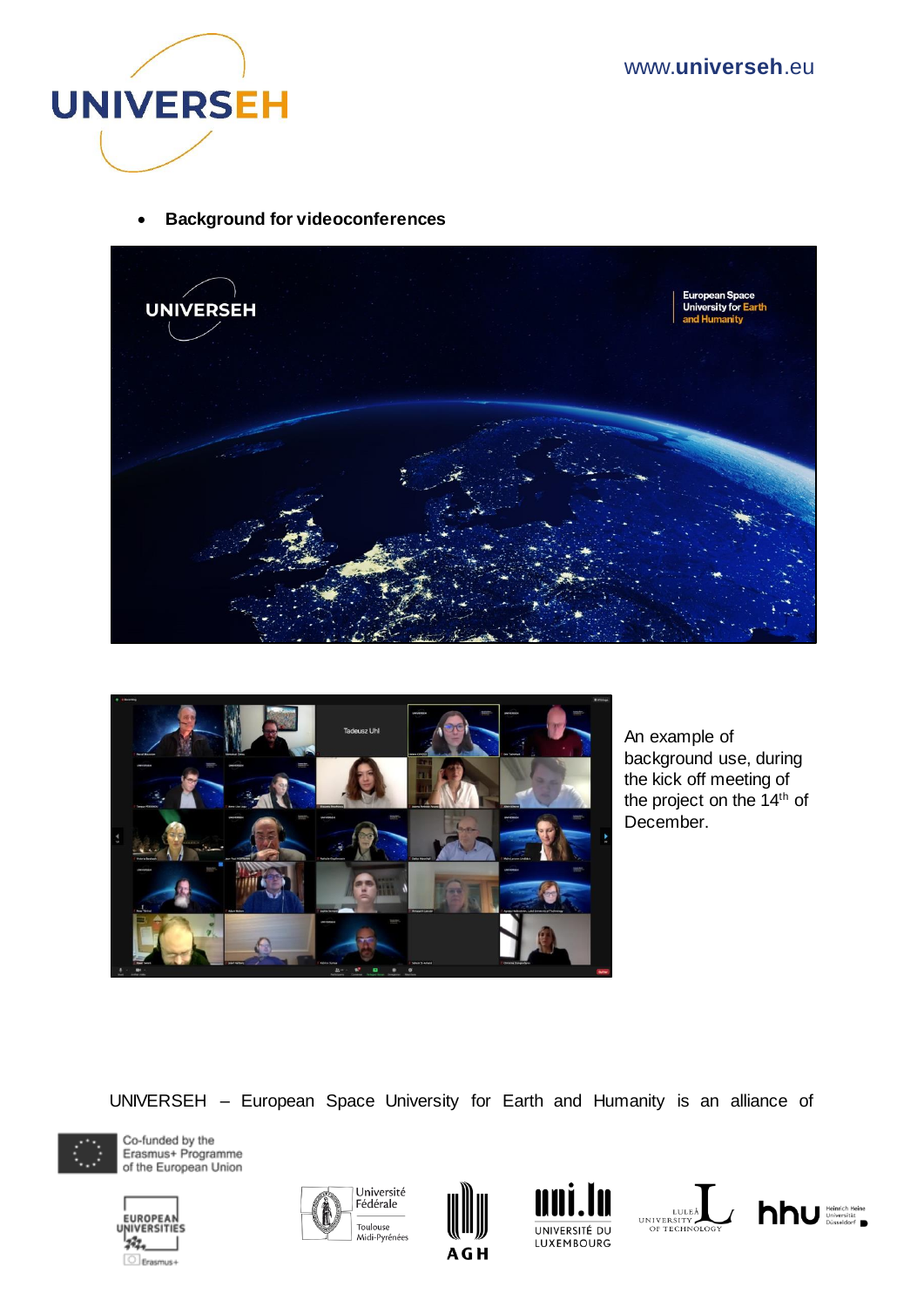- **Background for videoconferences**

An example of background use, during the kick off meeting of the project on the 14th of December.

UNIVERSEH – European Space University for Earth and Humanity is an alliance of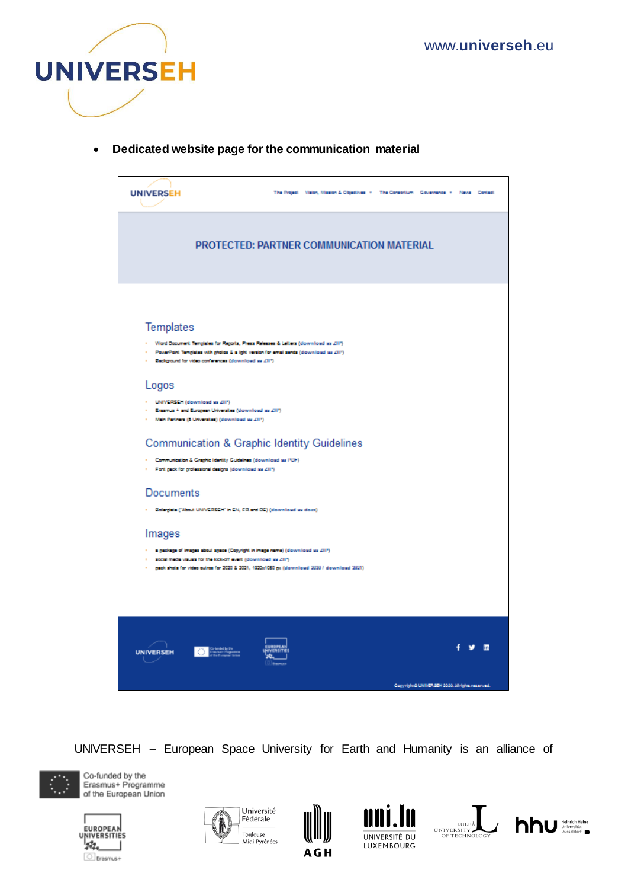- **Dedicated website page for the communication material**

UNIVERSEH – European Space University for Earth and Humanity is an alliance of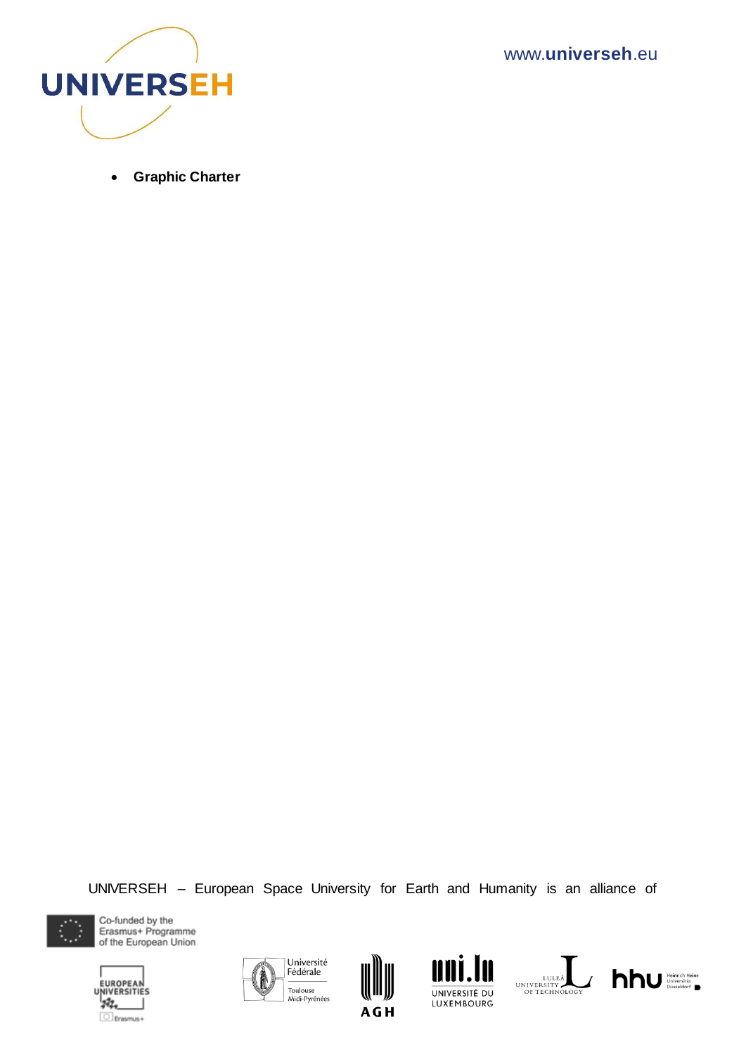- **Graphic Charter**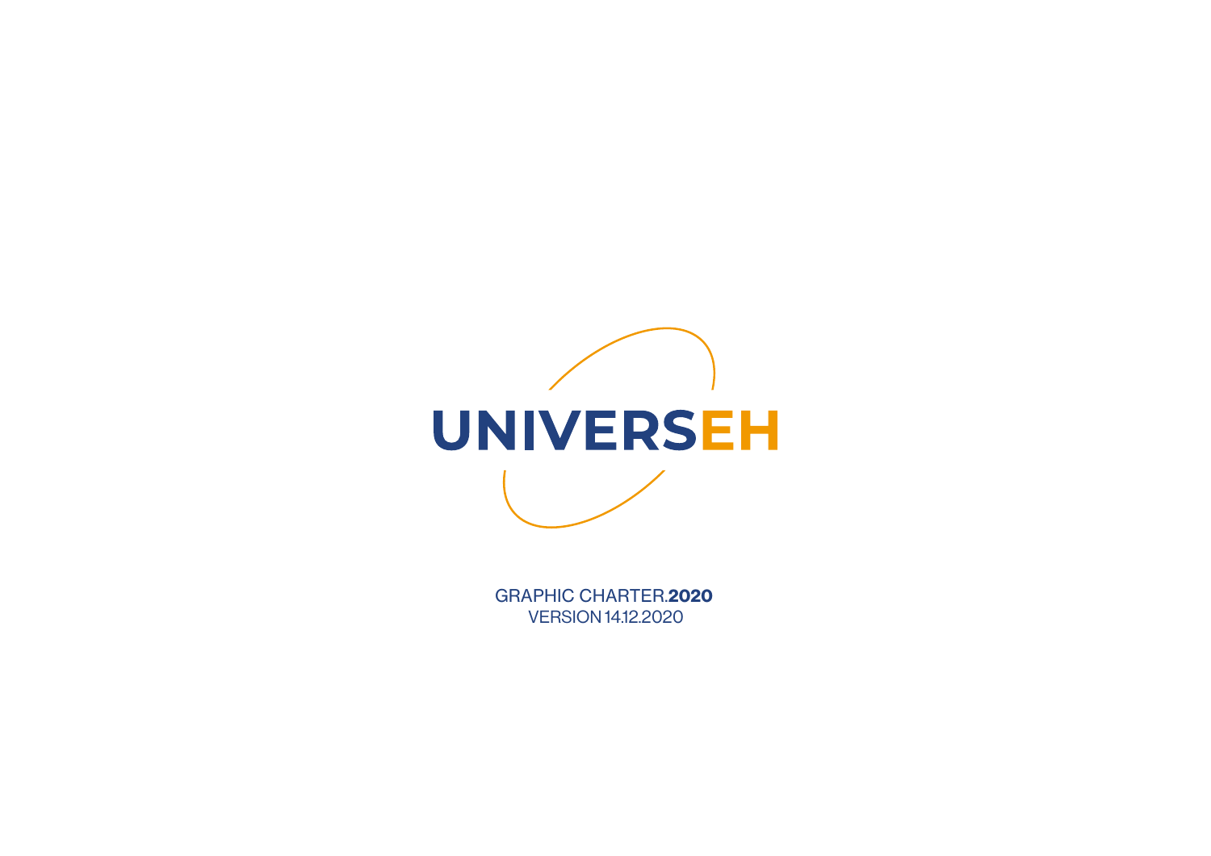# UNIVERSEH

GRAPHIC CHARTER.**2020**
VERSION 14.12.2020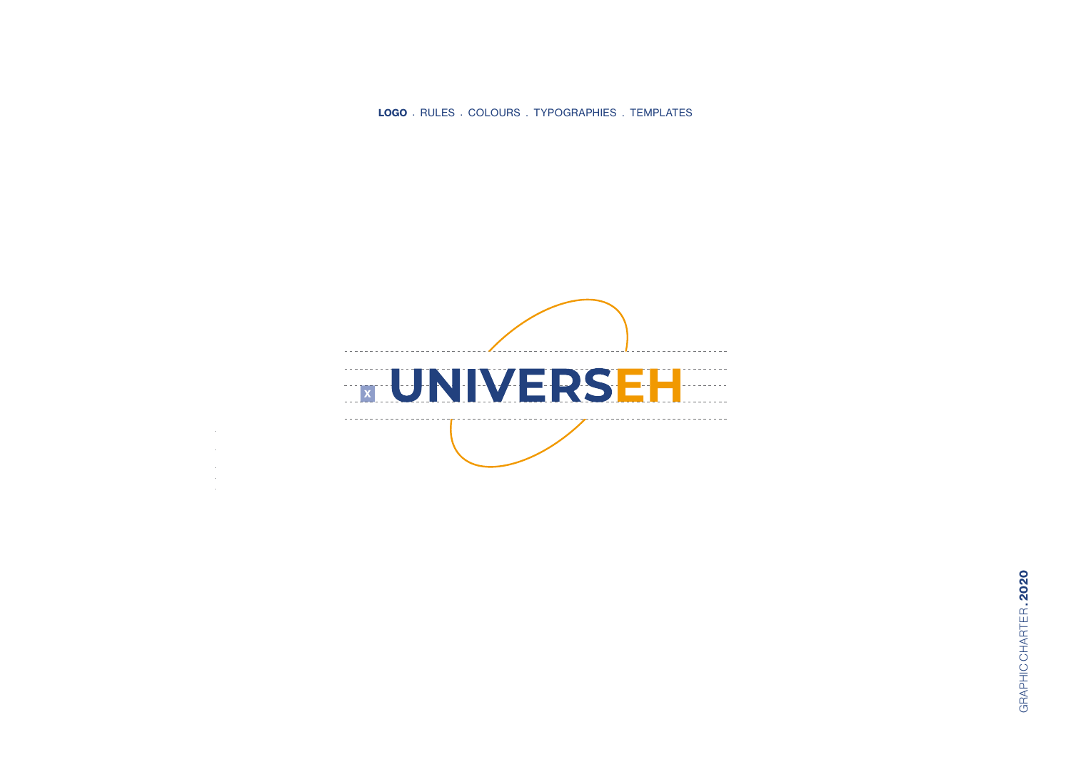**LOGO** . RULES . COLOURS . TYPOGRAPHIES . TEMPLATES

X UNIVERSEH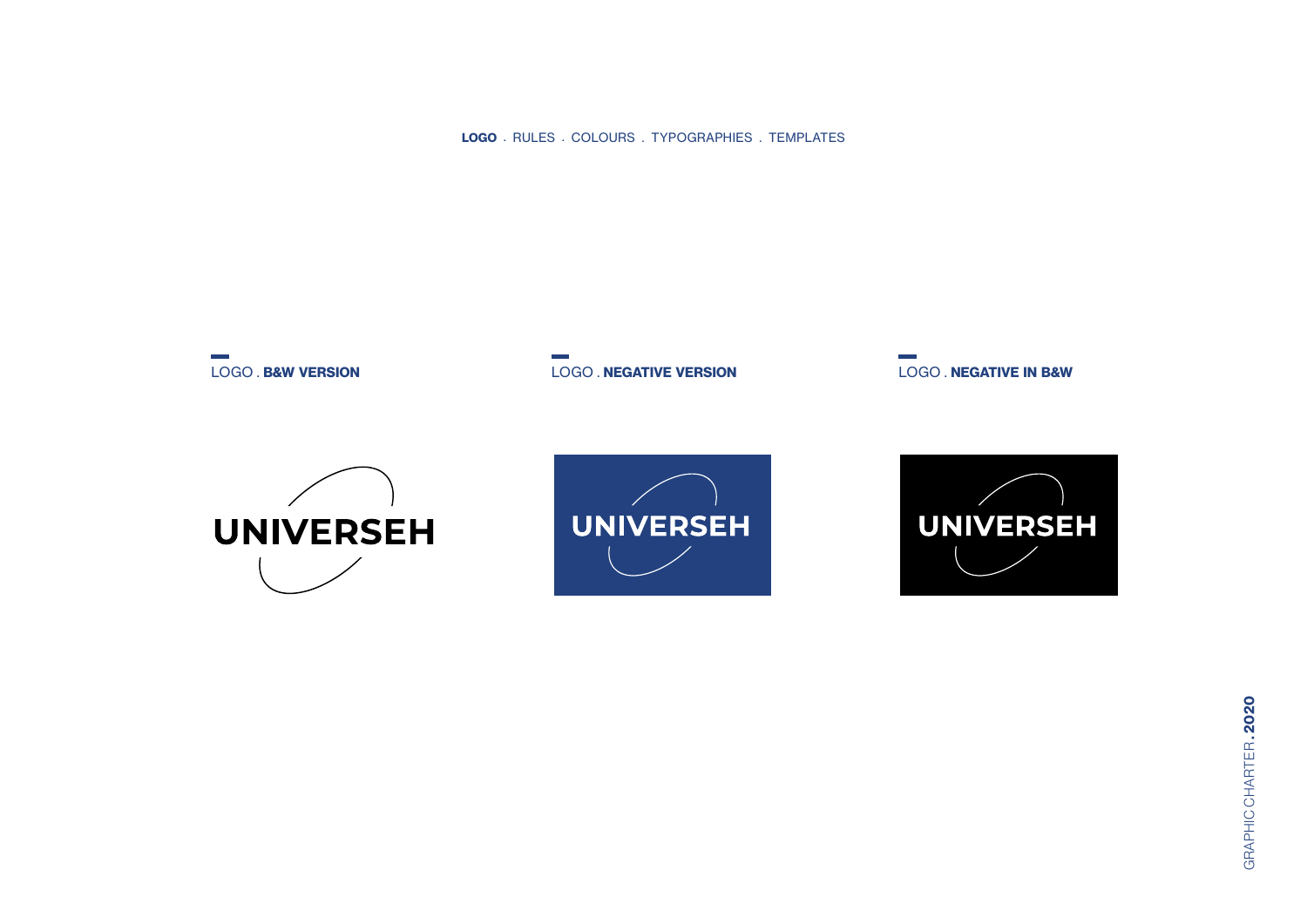**LOGO** . RULES . COLOURS . TYPOGRAPHIES . TEMPLATES

LOGO . **B&W VERSION**

UNIVERSEH

LOGO . **NEGATIVE VERSION**

UNIVERSEH

LOGO . **NEGATIVE IN B&W**

UNIVERSEH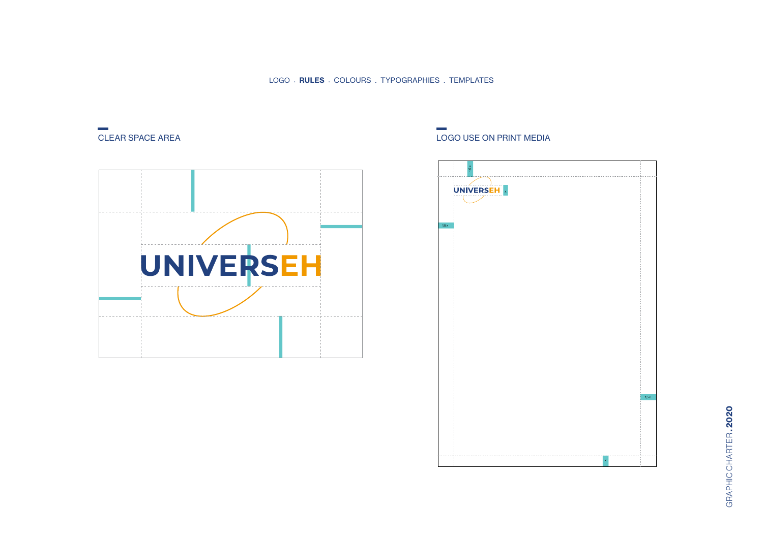LOGO . **RULES** . COLOURS . TYPOGRAPHIES . TEMPLATES

## CLEAR SPACE AREA

## LOGO USE ON PRINT MEDIA

GRAPHIC CHARTER.**2020**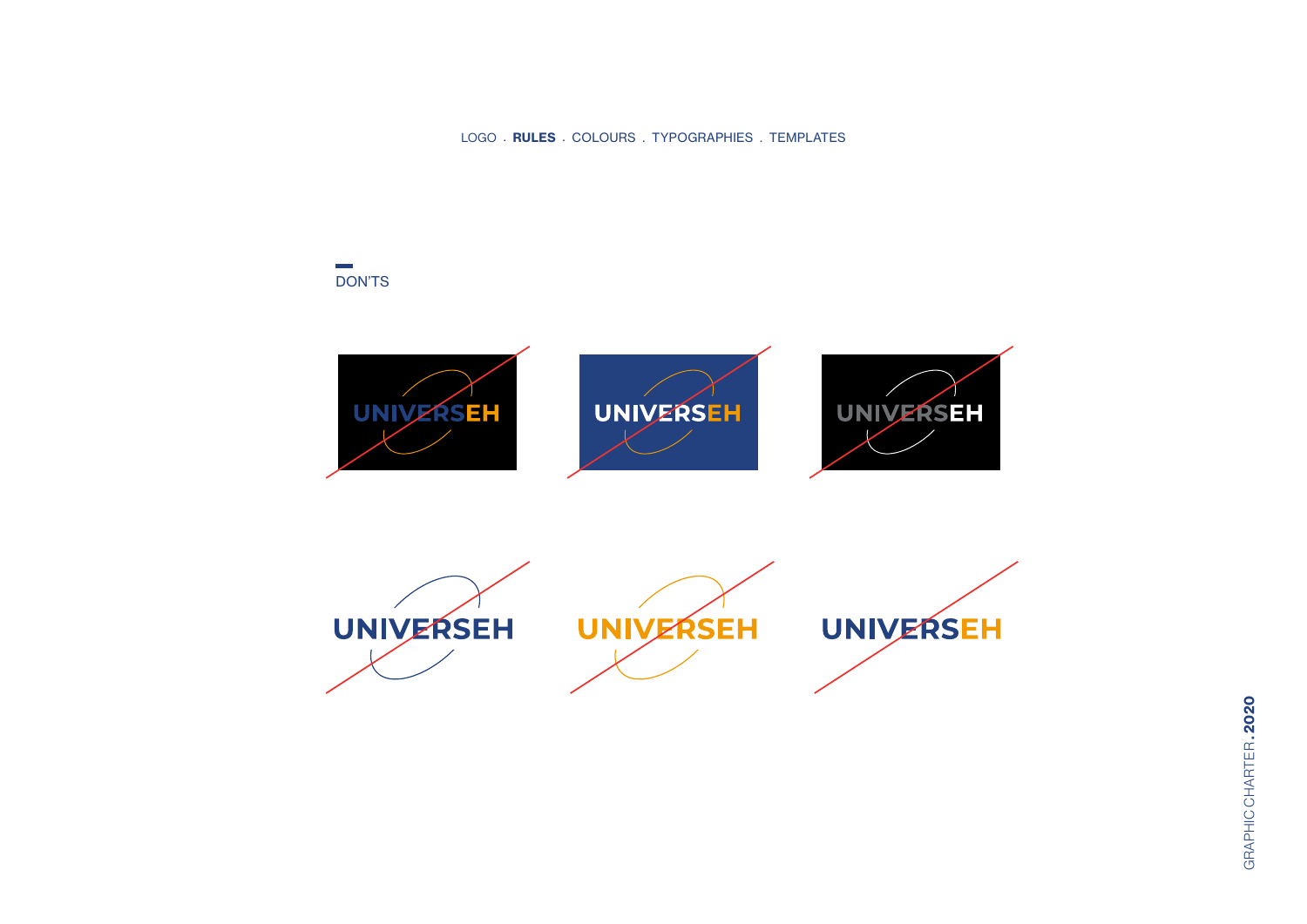LOGO . **RULES** . COLOURS . TYPOGRAPHIES . TEMPLATES

## DON'TS

UNIVERSEH

UNIVERSEH

UNIVERSEH

UNIVERSEH

UNIVERSEH

UNIVERSEH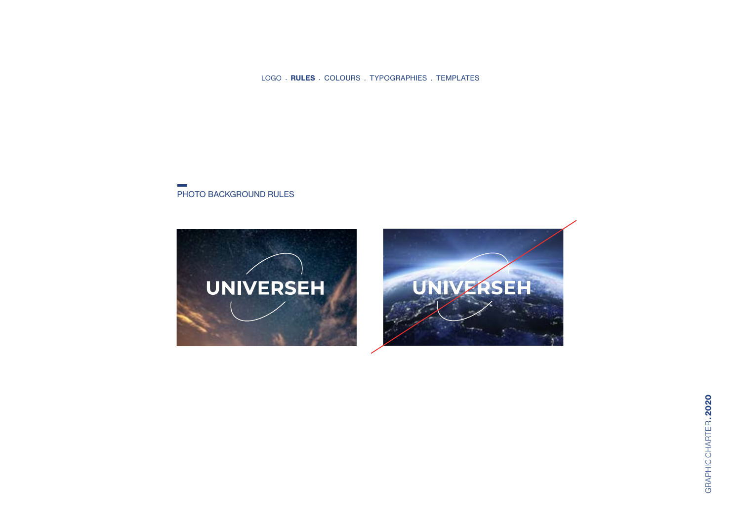LOGO . **RULES** . COLOURS . TYPOGRAPHIES . TEMPLATES

## PHOTO BACKGROUND RULES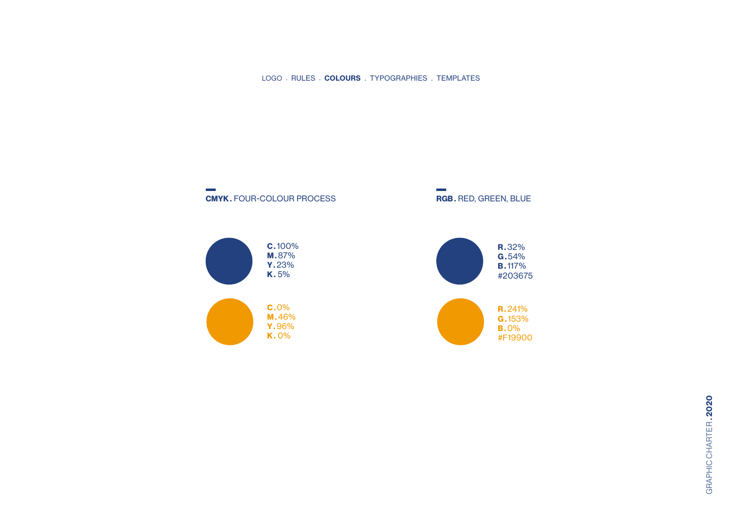LOGO . RULES . **COLOURS** . TYPOGRAPHIES . TEMPLATES

## **CMYK.** FOUR-COLOUR PROCESS

**C.** 100%
**M.** 87%
**Y.** 23%
**K.** 5%

**C.** 0%
**M.** 46%
**Y.** 96%
**K.** 0%

## **RGB.** RED, GREEN, BLUE

**R.** 32%
**G.** 54%
**B.** 117%
#203675

**R.** 241%
**G.** 153%
**B.** 0%
#F19900

GRAPHIC CHARTER **.2020**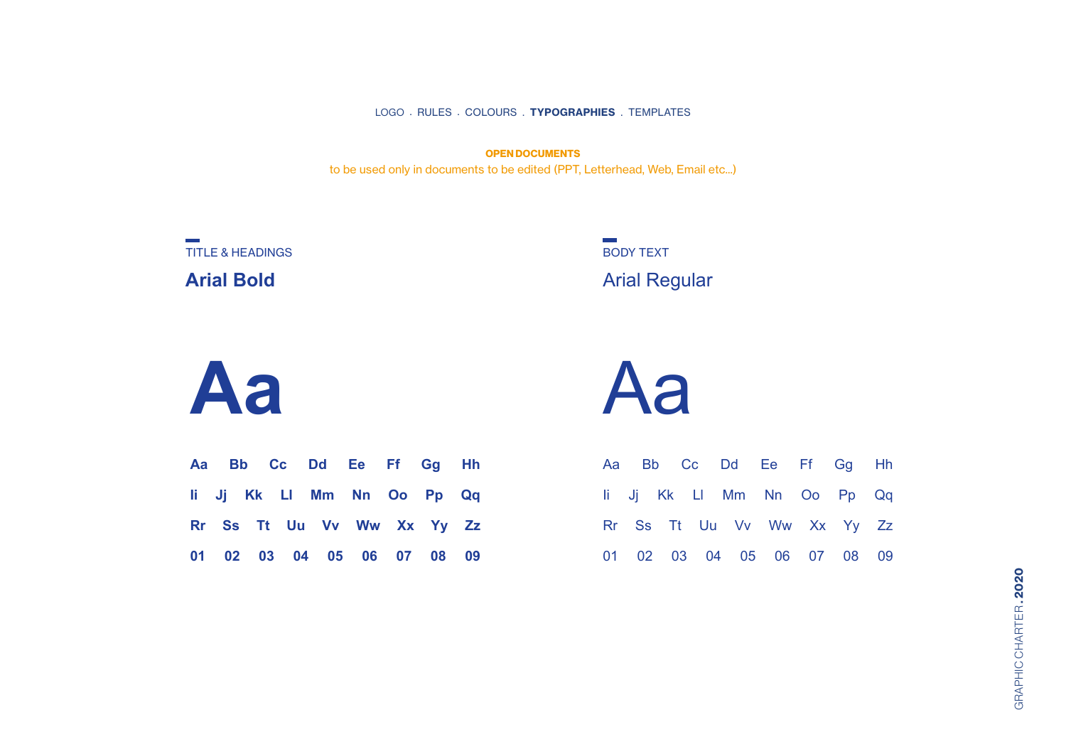LOGO . RULES . COLOURS . **TYPOGRAPHIES** . TEMPLATES

**OPEN DOCUMENTS**

to be used only in documents to be edited (PPT, Letterhead, Web, Email etc...)

TITLE & HEADINGS

## Arial Bold

**Aa**

**Aa Bb Cc Dd Ee Ff Gg Hh**

**Ii Jj Kk Ll Mm Nn Oo Pp Qq**

**Rr Ss Tt Uu Vv Ww Xx Yy Zz**

**01 02 03 04 05 06 07 08 09**

BODY TEXT

Arial Regular

Aa

Aa Bb Cc Dd Ee Ff Gg Hh

Ii Jj Kk Ll Mm Nn Oo Pp Qq

Rr Ss Tt Uu Vv Ww Xx Yy Zz

01 02 03 04 05 06 07 08 09

GRAPHIC CHARTER.**2020**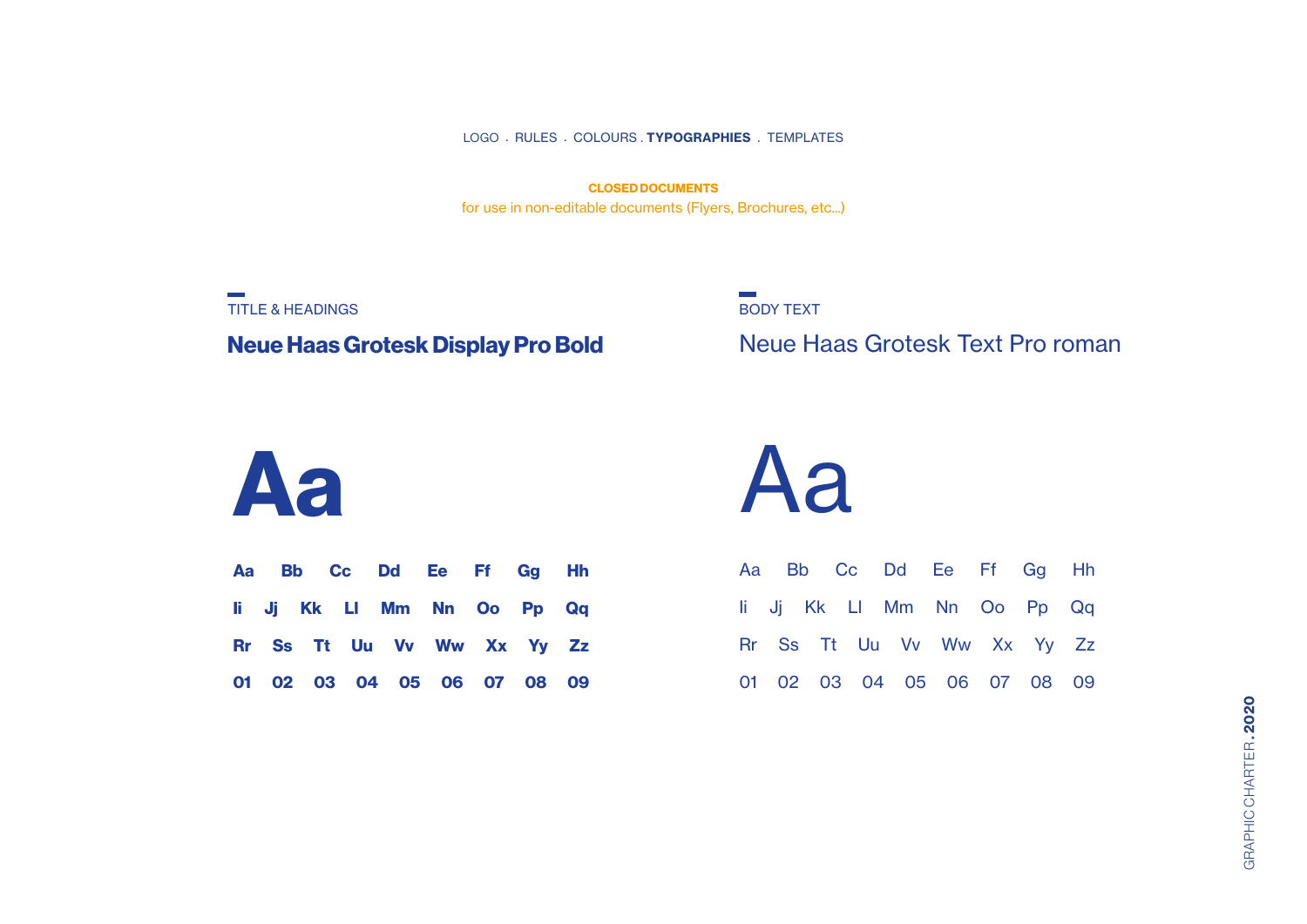LOGO . RULES . COLOURS . **TYPOGRAPHIES** . TEMPLATES

**CLOSED DOCUMENTS**

for use in non-editable documents (Flyers, Brochures, etc...)

## TITLE & HEADINGS

**Neue Haas Grotesk Display Pro Bold**

**Aa**

**Aa Bb Cc Dd Ee Ff Gg Hh**

**Ii Jj Kk Ll Mm Nn Oo Pp Qq**

**Rr Ss Tt Uu Vv Ww Xx Yy Zz**

**01 02 03 04 05 06 07 08 09**

## BODY TEXT

Neue Haas Grotesk Text Pro roman

Aa

Aa Bb Cc Dd Ee Ff Gg Hh

Ii Jj Kk Ll Mm Nn Oo Pp Qq

Rr Ss Tt Uu Vv Ww Xx Yy Zz

01 02 03 04 05 06 07 08 09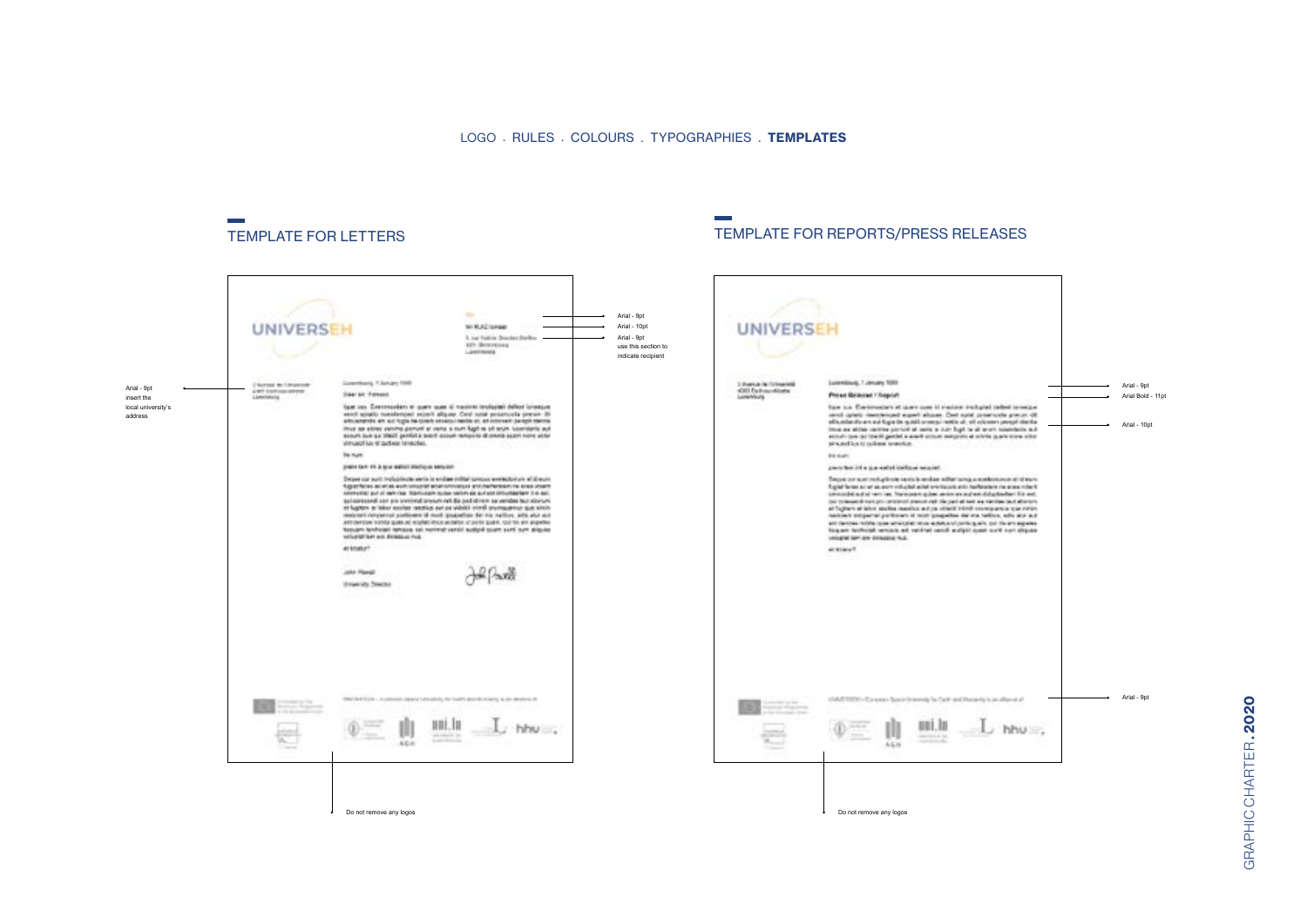LOGO . RULES . COLOURS . TYPOGRAPHIES . **TEMPLATES**

## TEMPLATE FOR LETTERS

Arial - 9pt

Arial - 10pt

Arial - 9pt
use this section to indicate recipient

Arial - 9pt
insert the local university's address

Do not remove any logos

## TEMPLATE FOR REPORTS/PRESS RELEASES

Arial - 9pt

Arial Bold - 11pt

Arial - 10pt

Arial - 9pt

Do not remove any logos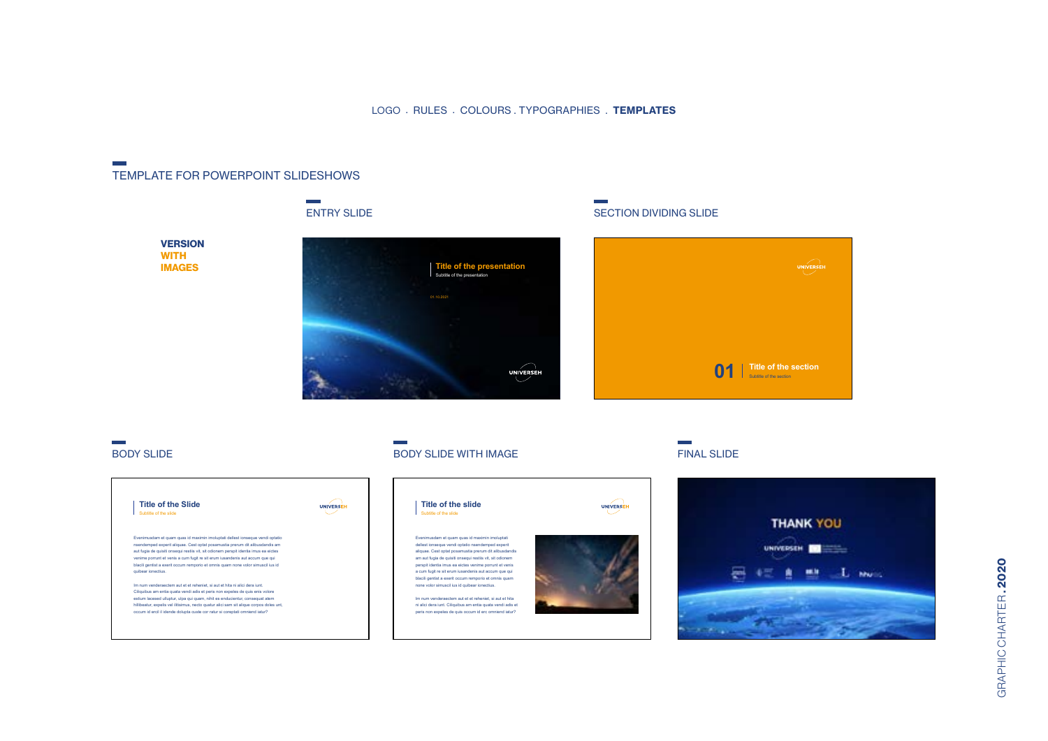LOGO . RULES . COLOURS . TYPOGRAPHIES . **TEMPLATES**

## TEMPLATE FOR POWERPOINT SLIDESHOWS

**VERSION WITH IMAGES**

### ENTRY SLIDE

Title of the presentation

Subtitle of the presentation

01.10.2021

UNIVERSEH

### SECTION DIVIDING SLIDE

UNIVERSEH

01 | Title of the section

Subtitle of the section

### BODY SLIDE

Title of the Slide

Subtitle of the slide

UNIVERSEH

Evenimusdam et quam quas id maximin imoluptati dellest ionseque vendi optatio nsendemped expent aliquae. Cest optat posamusita prerum dit alibusdandis am aut fugia de quisiti onsequi restia vit, sit odionem perspit identia imus ea eicles venime porrunt et venis a cum fugit re sit erum iusandemis aut accum que qui blacili gentist a exerit occum remporio et omnis quam none volor simuscil ius id quibear ionectius.

Im num venderaectem aut et et reheniet, si aut et hita ni alici dera iunt. Ciliquibus am entia quata vendi adis et peris non expeles de quis eros volore estium laceasd ulluptur, ulpa qui quam. nihil es enducientur, consequat atem hillibeatur, expelia vel illiteimus, necto quatur alici sam sit alique corpos doles unt, occum id ercil il idende dolupta custe cor natur si coreptati omniend iatur?

### BODY SLIDE WITH IMAGE

Title of the slide

Subtitle of the slide

UNIVERSEH

Evenimusdam et quam quas id maximin imoluptati dellest ionseque vendi optatio nsendemped expent aliquae. Cest optat posamusita prerum dit alibusdandis am aut fugia de quisiti onsequi restia vit, sit odionem perspit identia imus ea eicles venime porrunt et venis a cum fugit re sit erum iusandemis aut accum que qui blacili gentist a exerit occum remporio et omnis quam none volor simuscil ius id quibear ionectius.

Im num venderaectem aut et et reheniet, si aut et hita ni alici dera iunt. Ciliquibus am entia quata vendi adis et peris non expeles de quis occum id erc omniend iatur?

### FINAL SLIDE

THANK YOU

UNIVERSEH

GRAPHIC CHARTER.**2020**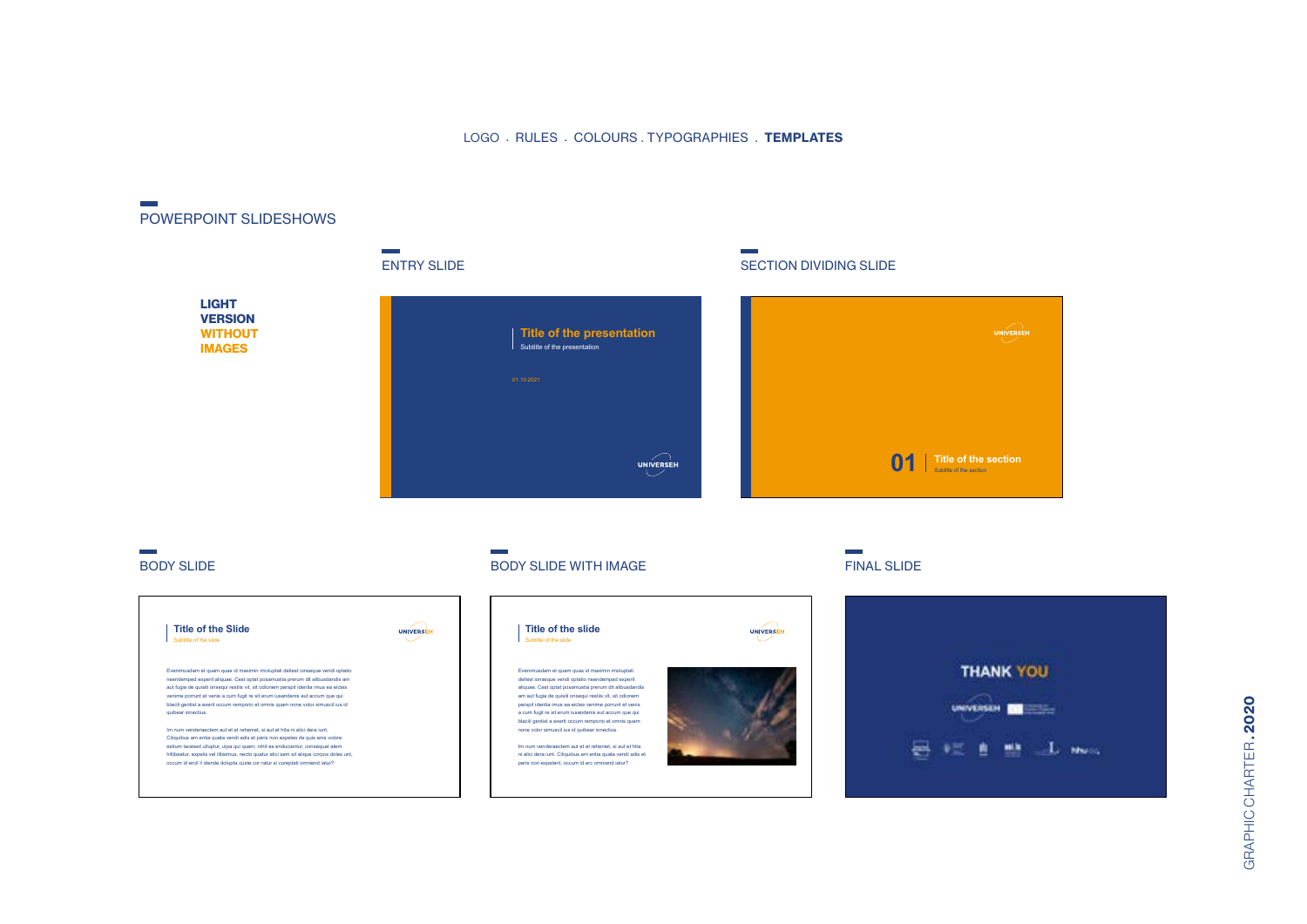LOGO . RULES . COLOURS . TYPOGRAPHIES . **TEMPLATES**

## POWERPOINT SLIDESHOWS

**LIGHT VERSION WITHOUT IMAGES**

### ENTRY SLIDE

Title of the presentation

Subtitle of the presentation

01.10.2021

UNIVERSEH

### SECTION DIVIDING SLIDE

UNIVERSEH

01 | Title of the section

Subtitle of the section

### BODY SLIDE

Title of the Slide

Subtitle of the slide

UNIVERSEH

Evenimusdam et quam quas id maximin imoluptati dellest ionseque vendi optatio nsendemped experit aliquae. Cest optat posamustia prerum dit alibusdandis am aut fugia de quisiti onsequi restiis vit, sit odionem peropit identia imus ea eicles venime porrunt et venis a cum fugit re sit erum iusandenis aut accum que qui blacili gentist a exerit occum remporio et omnis quam none volor simuscil ius id quibear ionectius.

Im num venderaectem aut et et reheniet, si aut et hita ni alici dera iunt. Ciliquibus am entia quata vendi adis et peris non expeles de quas eris volore estium lacesed ulluptur, ulpa qui quam, nihil es enducientur, consequat atem hillibeatur, expelis vel illissimus, necto quatur alici sam sit alique corpos doles unt, occum id ercil il idende dolupta custe cor natur si coreptati omniend iatur?

### BODY SLIDE WITH IMAGE

Title of the slide

Subtitle of the slide

UNIVERSEH

Evenimusdam et quam quas id maximin imoluptati dellest ionseque vendi optatio nsendemped experit aliquae. Cest optat posamustia prerum dit alibusdandis am aut fugia de quisiti onsequi restiis vit, sit odionem peropit identia imus ea eicles venime porrunt et venis a cum fugit re sit erum iusandenis aut accum que qui blacili gentist a exerit occum remporio et omnis quam none volor simuscil ius id quibear ionectius.

Im num venderaectem aut et et reheniet, si aut et hita ni alici dera iunt. Ciliquibus am entia quata vendi adis et peris non expelent, occum id erc omniend iatur?

### FINAL SLIDE

THANK YOU

UNIVERSEH